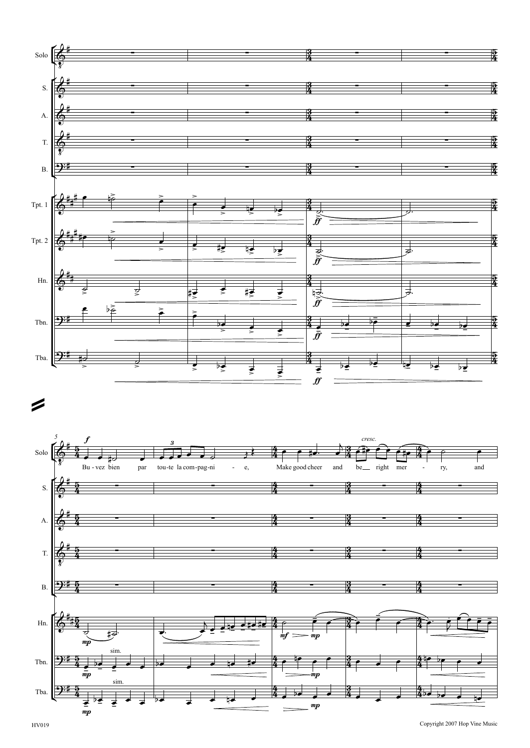Solo
S.
A.
T.
B.
Tpt. 1
Tpt. 2
Hn.
Tbn.
Tba.

5

Bu - vez bien par tou-te la com-pag-ni - e, Make good cheer and be right mer - ry, and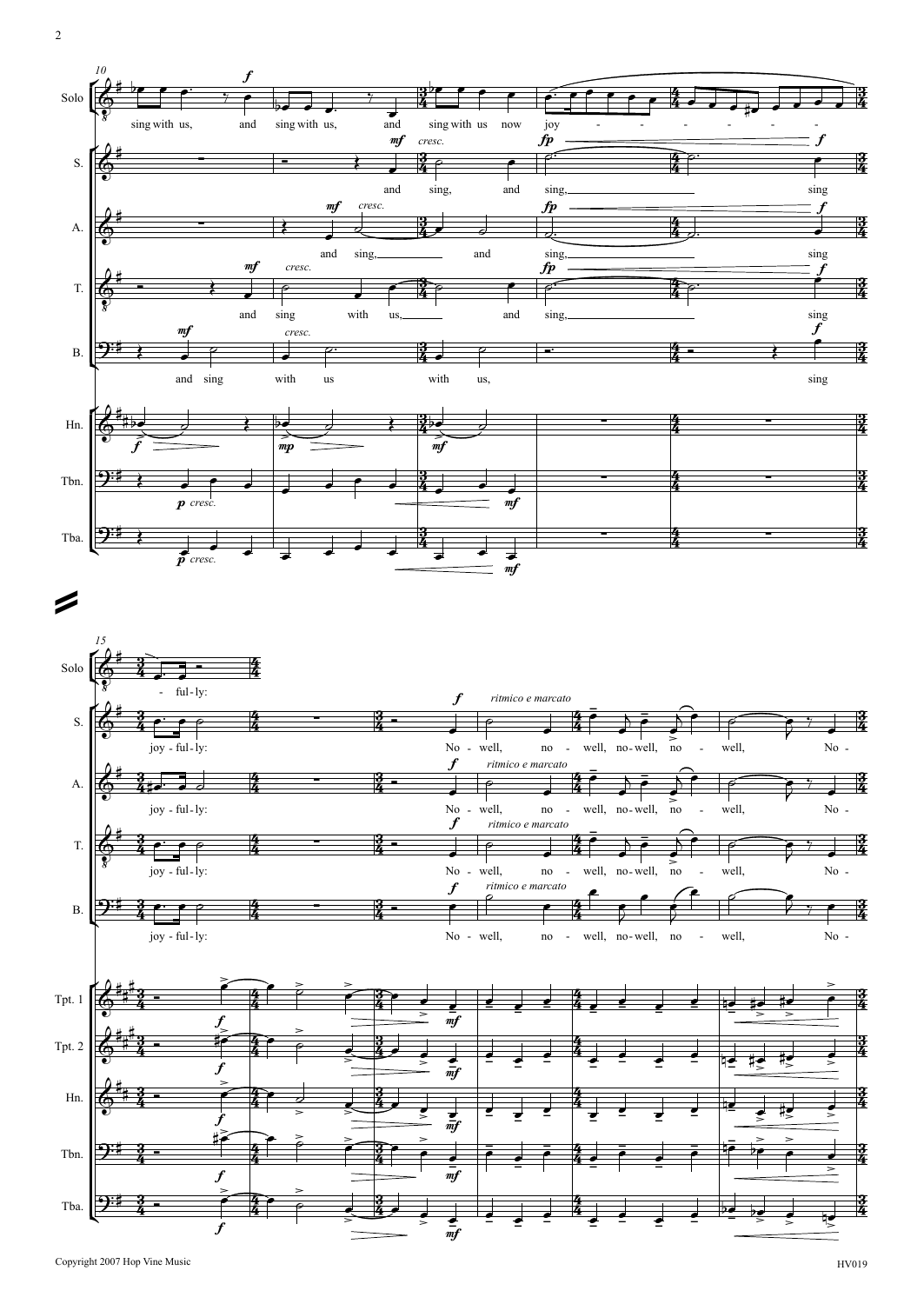**Solo:** sing with us, and sing with us, and sing with us now joy - - - - - - - - - ful - ly:

**S.:** and sing, and sing, sing joy - ful - ly: No - well, no - well, no - well, no - well, No -

**A.:** and sing, and sing, sing joy - ful - ly: No - well, no - well, no - well, no - well, No -

**T.:** and sing with us, and sing, sing joy - ful - ly: No - well, no - well, no - well, no - well, No -

**B.:** and sing with us with us, sing joy - ful - ly: No - well, no - well, no - well, no - well, No -

*ritmico e marcato*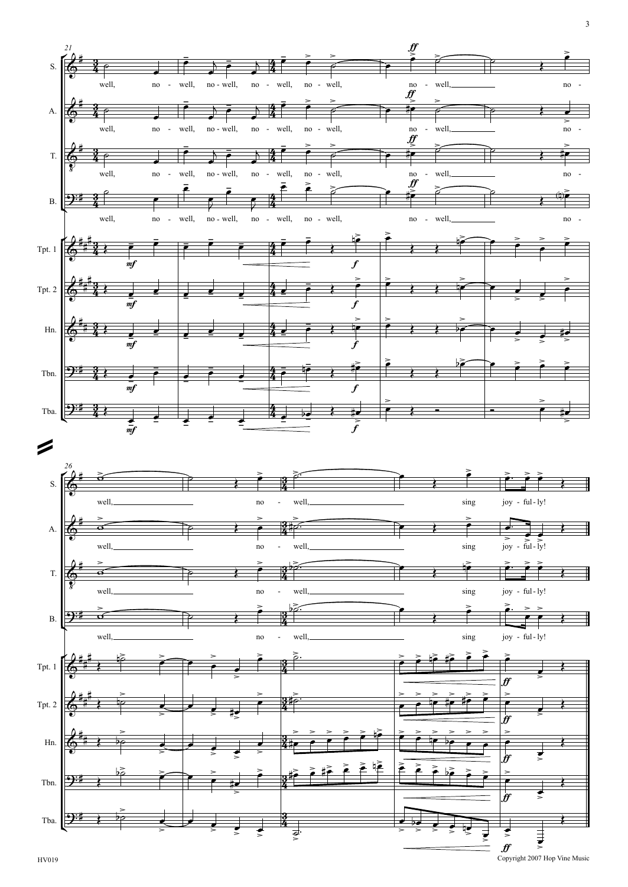21

S.

well, no - well, no - well, no - well, no - well, no - well, no -

A.

well, no - well, no - well, no - well, no - well, no - well, no -

T.

well, no - well, no - well, no - well, no - well, no - well, no -

B.

well, no - well, no - well, no - well, no - well, no - well, no -

Tpt. 1

Tpt. 2

Hn.

Tbn.

Tba.

26

S.

well, no - well, sing joy - ful - ly!

A.

well, no - well, sing joy - ful - ly!

T.

well, no - well, sing joy - ful - ly!

B.

well, no - well, sing joy - ful - ly!

Tpt. 1

Tpt. 2

Hn.

Tbn.

Tba.

HV019

Copyright 2007 Hop Vine Music